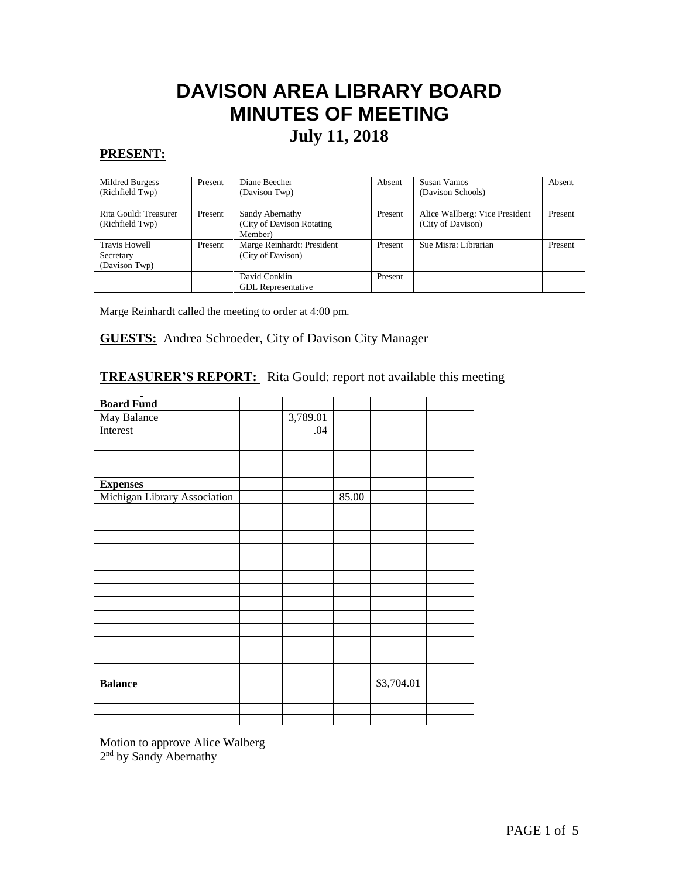# DAVISON AREA LIBRARY BOARD
# MINUTES OF MEETING
## July 11, 2018

**PRESENT:**

| | | | | | |
|---|---|---|---|---|---|
| Mildred Burgess (Richfield Twp) | Present | Diane Beecher (Davison Twp) | Absent | Susan Vamos (Davison Schools) | Absent |
| Rita Gould: Treasurer (Richfield Twp) | Present | Sandy Abernathy (City of Davison Rotating Member) | Present | Alice Wallberg: Vice President (City of Davison) | Present |
| Travis Howell Secretary (Davison Twp) | Present | Marge Reinhardt: President (City of Davison) | Present | Sue Misra: Librarian | Present |
| | | David Conklin GDL Representative | Present | | |

Marge Reinhardt called the meeting to order at 4:00 pm.

**GUESTS:** Andrea Schroeder, City of Davison City Manager

**TREASURER'S REPORT:** Rita Gould: report not available this meeting

| **Board Fund** | | | | | |
|---|---|---|---|---|---|
| May Balance | | 3,789.01 | | | |
| Interest | | .04 | | | |
| | | | | | |
| | | | | | |
| | | | | | |
| **Expenses** | | | | | |
| Michigan Library Association | | | 85.00 | | |
| | | | | | |
| | | | | | |
| | | | | | |
| | | | | | |
| | | | | | |
| | | | | | |
| | | | | | |
| | | | | | |
| | | | | | |
| | | | | | |
| | | | | | |
| | | | | | |
| | | | | | |
| **Balance** | | | | $3,704.01 | |
| | | | | | |
| | | | | | |
| | | | | | |

Motion to approve Alice Walberg
2nd by Sandy Abernathy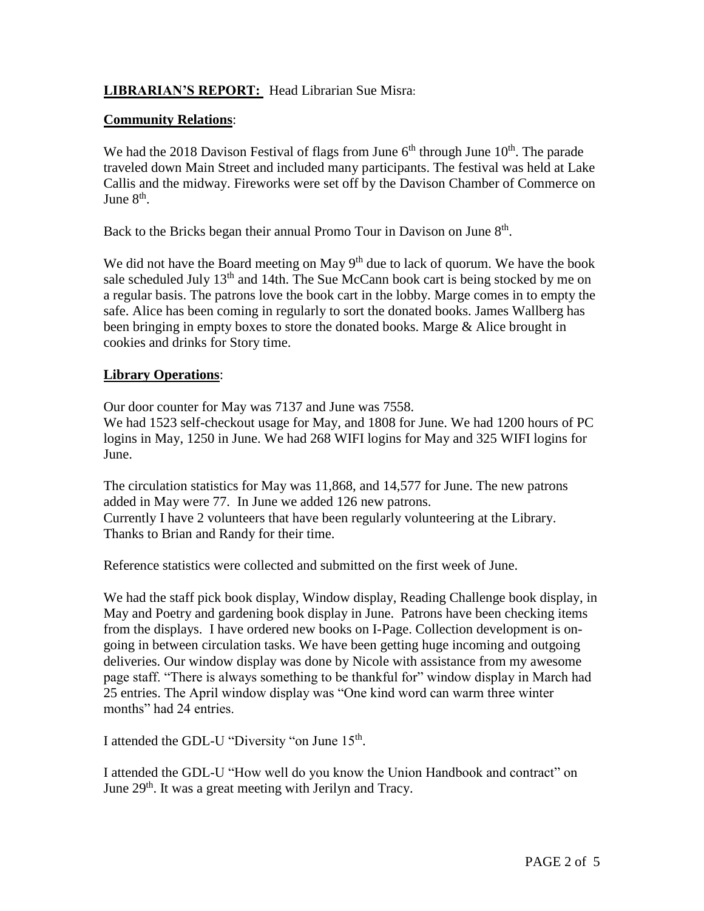**LIBRARIAN'S REPORT:** Head Librarian Sue Misra:

**Community Relations**:

We had the 2018 Davison Festival of flags from June 6th through June 10th. The parade traveled down Main Street and included many participants. The festival was held at Lake Callis and the midway. Fireworks were set off by the Davison Chamber of Commerce on June 8th.

Back to the Bricks began their annual Promo Tour in Davison on June 8th.

We did not have the Board meeting on May 9th due to lack of quorum. We have the book sale scheduled July 13th and 14th. The Sue McCann book cart is being stocked by me on a regular basis. The patrons love the book cart in the lobby. Marge comes in to empty the safe. Alice has been coming in regularly to sort the donated books. James Wallberg has been bringing in empty boxes to store the donated books. Marge & Alice brought in cookies and drinks for Story time.

**Library Operations**:

Our door counter for May was 7137 and June was 7558.
We had 1523 self-checkout usage for May, and 1808 for June. We had 1200 hours of PC logins in May, 1250 in June. We had 268 WIFI logins for May and 325 WIFI logins for June.

The circulation statistics for May was 11,868, and 14,577 for June. The new patrons added in May were 77. In June we added 126 new patrons.
Currently I have 2 volunteers that have been regularly volunteering at the Library. Thanks to Brian and Randy for their time.

Reference statistics were collected and submitted on the first week of June.

We had the staff pick book display, Window display, Reading Challenge book display, in May and Poetry and gardening book display in June. Patrons have been checking items from the displays. I have ordered new books on I-Page. Collection development is on-going in between circulation tasks. We have been getting huge incoming and outgoing deliveries. Our window display was done by Nicole with assistance from my awesome page staff. "There is always something to be thankful for" window display in March had 25 entries. The April window display was "One kind word can warm three winter months" had 24 entries.

I attended the GDL-U "Diversity "on June 15th.

I attended the GDL-U "How well do you know the Union Handbook and contract" on June 29th. It was a great meeting with Jerilyn and Tracy.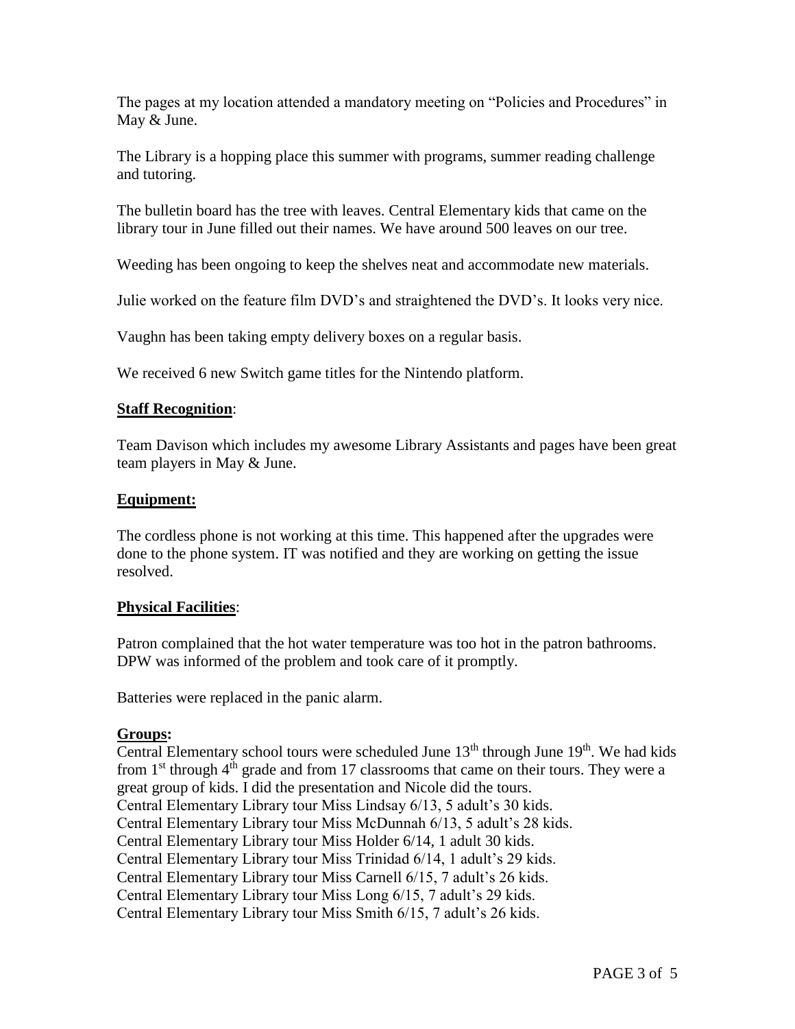The pages at my location attended a mandatory meeting on "Policies and Procedures" in May & June.

The Library is a hopping place this summer with programs, summer reading challenge and tutoring.

The bulletin board has the tree with leaves. Central Elementary kids that came on the library tour in June filled out their names. We have around 500 leaves on our tree.

Weeding has been ongoing to keep the shelves neat and accommodate new materials.

Julie worked on the feature film DVD's and straightened the DVD's. It looks very nice.

Vaughn has been taking empty delivery boxes on a regular basis.

We received 6 new Switch game titles for the Nintendo platform.

**Staff Recognition**:

Team Davison which includes my awesome Library Assistants and pages have been great team players in May & June.

**Equipment:**

The cordless phone is not working at this time. This happened after the upgrades were done to the phone system. IT was notified and they are working on getting the issue resolved.

**Physical Facilities**:

Patron complained that the hot water temperature was too hot in the patron bathrooms. DPW was informed of the problem and took care of it promptly.

Batteries were replaced in the panic alarm.

**Groups:**

Central Elementary school tours were scheduled June 13th through June 19th. We had kids from 1st through 4th grade and from 17 classrooms that came on their tours. They were a great group of kids. I did the presentation and Nicole did the tours.
Central Elementary Library tour Miss Lindsay 6/13, 5 adult's 30 kids.
Central Elementary Library tour Miss McDunnah 6/13, 5 adult's 28 kids.
Central Elementary Library tour Miss Holder 6/14, 1 adult 30 kids.
Central Elementary Library tour Miss Trinidad 6/14, 1 adult's 29 kids.
Central Elementary Library tour Miss Carnell 6/15, 7 adult's 26 kids.
Central Elementary Library tour Miss Long 6/15, 7 adult's 29 kids.
Central Elementary Library tour Miss Smith 6/15, 7 adult's 26 kids.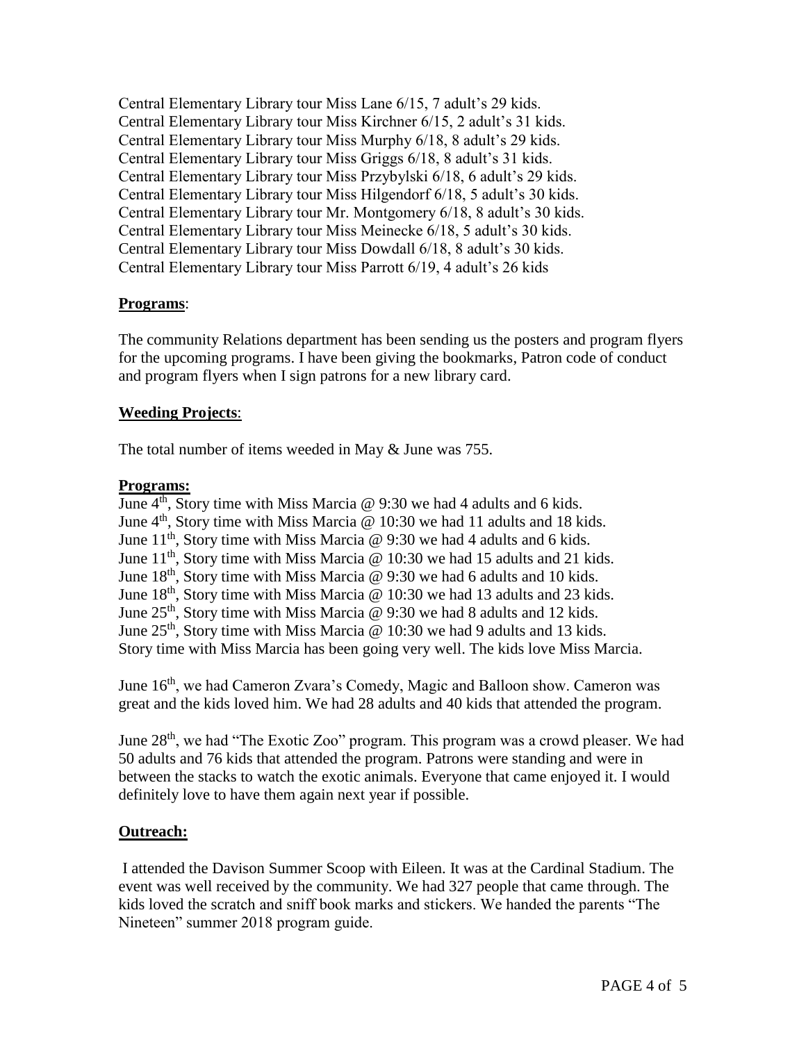Central Elementary Library tour Miss Lane 6/15, 7 adult's 29 kids.
Central Elementary Library tour Miss Kirchner 6/15, 2 adult's 31 kids.
Central Elementary Library tour Miss Murphy 6/18, 8 adult's 29 kids.
Central Elementary Library tour Miss Griggs 6/18, 8 adult's 31 kids.
Central Elementary Library tour Miss Przybylski 6/18, 6 adult's 29 kids.
Central Elementary Library tour Miss Hilgendorf 6/18, 5 adult's 30 kids.
Central Elementary Library tour Mr. Montgomery 6/18, 8 adult's 30 kids.
Central Elementary Library tour Miss Meinecke 6/18, 5 adult's 30 kids.
Central Elementary Library tour Miss Dowdall 6/18, 8 adult's 30 kids.
Central Elementary Library tour Miss Parrott 6/19, 4 adult's 26 kids

**Programs**:

The community Relations department has been sending us the posters and program flyers for the upcoming programs. I have been giving the bookmarks, Patron code of conduct and program flyers when I sign patrons for a new library card.

**Weeding Projects**:

The total number of items weeded in May & June was 755.

**Programs:**

June 4th, Story time with Miss Marcia @ 9:30 we had 4 adults and 6 kids.
June 4th, Story time with Miss Marcia @ 10:30 we had 11 adults and 18 kids.
June 11th, Story time with Miss Marcia @ 9:30 we had 4 adults and 6 kids.
June 11th, Story time with Miss Marcia @ 10:30 we had 15 adults and 21 kids.
June 18th, Story time with Miss Marcia @ 9:30 we had 6 adults and 10 kids.
June 18th, Story time with Miss Marcia @ 10:30 we had 13 adults and 23 kids.
June 25th, Story time with Miss Marcia @ 9:30 we had 8 adults and 12 kids.
June 25th, Story time with Miss Marcia @ 10:30 we had 9 adults and 13 kids.
Story time with Miss Marcia has been going very well. The kids love Miss Marcia.

June 16th, we had Cameron Zvara's Comedy, Magic and Balloon show. Cameron was great and the kids loved him. We had 28 adults and 40 kids that attended the program.

June 28th, we had "The Exotic Zoo" program. This program was a crowd pleaser. We had 50 adults and 76 kids that attended the program. Patrons were standing and were in between the stacks to watch the exotic animals. Everyone that came enjoyed it. I would definitely love to have them again next year if possible.

**Outreach:**

I attended the Davison Summer Scoop with Eileen. It was at the Cardinal Stadium. The event was well received by the community. We had 327 people that came through. The kids loved the scratch and sniff book marks and stickers. We handed the parents "The Nineteen" summer 2018 program guide.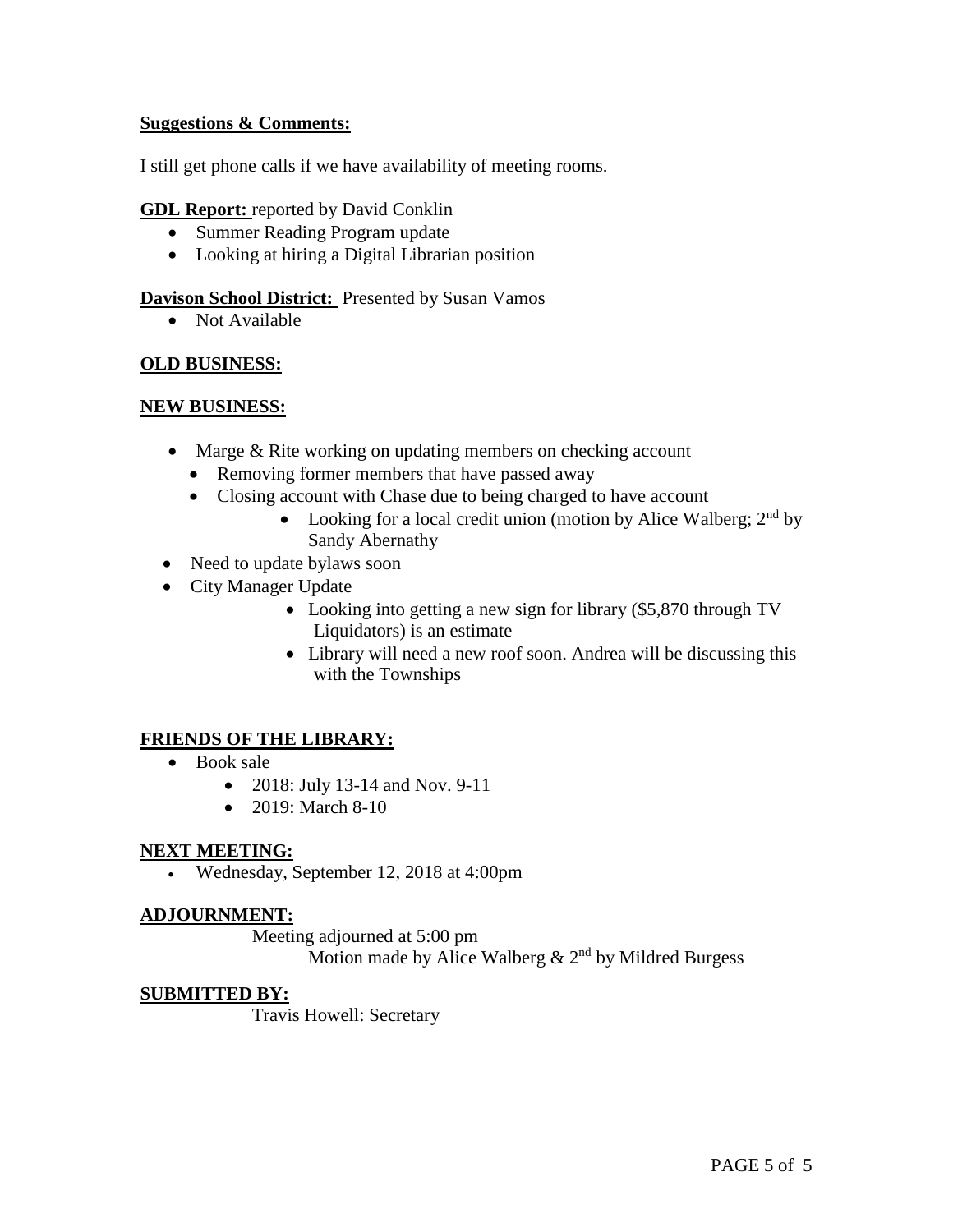**Suggestions & Comments:**

I still get phone calls if we have availability of meeting rooms.

**GDL Report:** reported by David Conklin

- Summer Reading Program update
- Looking at hiring a Digital Librarian position

**Davison School District:** Presented by Susan Vamos

- Not Available

**OLD BUSINESS:**

**NEW BUSINESS:**

- Marge & Rite working on updating members on checking account
  - Removing former members that have passed away
  - Closing account with Chase due to being charged to have account
    - Looking for a local credit union (motion by Alice Walberg; 2nd by Sandy Abernathy
- Need to update bylaws soon
- City Manager Update
  - Looking into getting a new sign for library ($5,870 through TV Liquidators) is an estimate
  - Library will need a new roof soon. Andrea will be discussing this with the Townships

**FRIENDS OF THE LIBRARY:**

- Book sale
  - 2018: July 13-14 and Nov. 9-11
  - 2019: March 8-10

**NEXT MEETING:**

- Wednesday, September 12, 2018 at 4:00pm

**ADJOURNMENT:**

Meeting adjourned at 5:00 pm

Motion made by Alice Walberg & 2nd by Mildred Burgess

**SUBMITTED BY:**

Travis Howell: Secretary